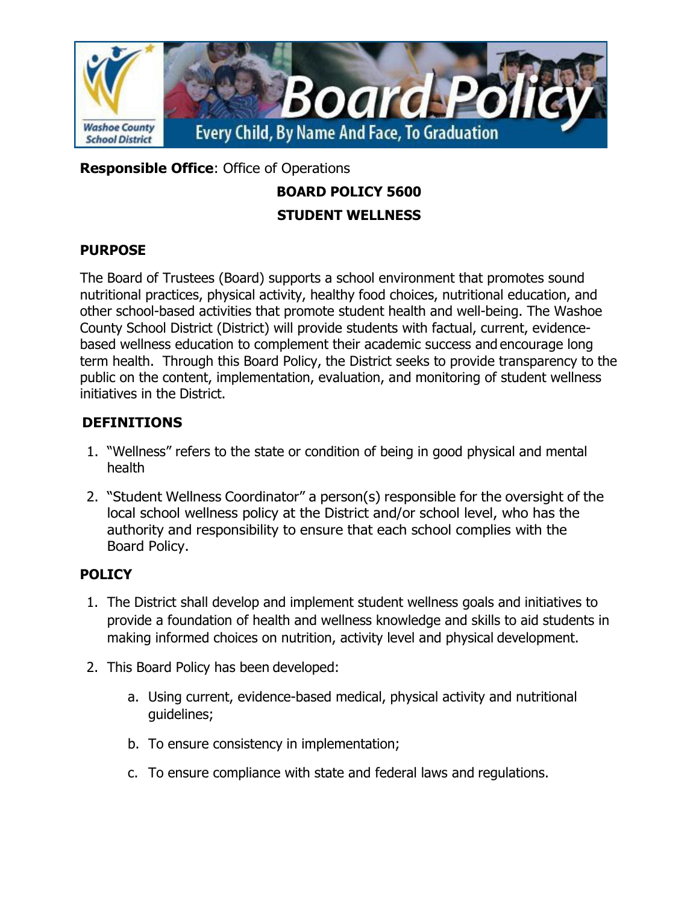**Responsible Office**: Office of Operations

# BOARD POLICY 5600

# STUDENT WELLNESS

## PURPOSE

The Board of Trustees (Board) supports a school environment that promotes sound nutritional practices, physical activity, healthy food choices, nutritional education, and other school-based activities that promote student health and well-being. The Washoe County School District (District) will provide students with factual, current, evidence-based wellness education to complement their academic success and encourage long term health. Through this Board Policy, the District seeks to provide transparency to the public on the content, implementation, evaluation, and monitoring of student wellness initiatives in the District.

## DEFINITIONS

1. "Wellness" refers to the state or condition of being in good physical and mental health
2. "Student Wellness Coordinator" a person(s) responsible for the oversight of the local school wellness policy at the District and/or school level, who has the authority and responsibility to ensure that each school complies with the Board Policy.

## POLICY

1. The District shall develop and implement student wellness goals and initiatives to provide a foundation of health and wellness knowledge and skills to aid students in making informed choices on nutrition, activity level and physical development.
2. This Board Policy has been developed:
   a. Using current, evidence-based medical, physical activity and nutritional guidelines;
   b. To ensure consistency in implementation;
   c. To ensure compliance with state and federal laws and regulations.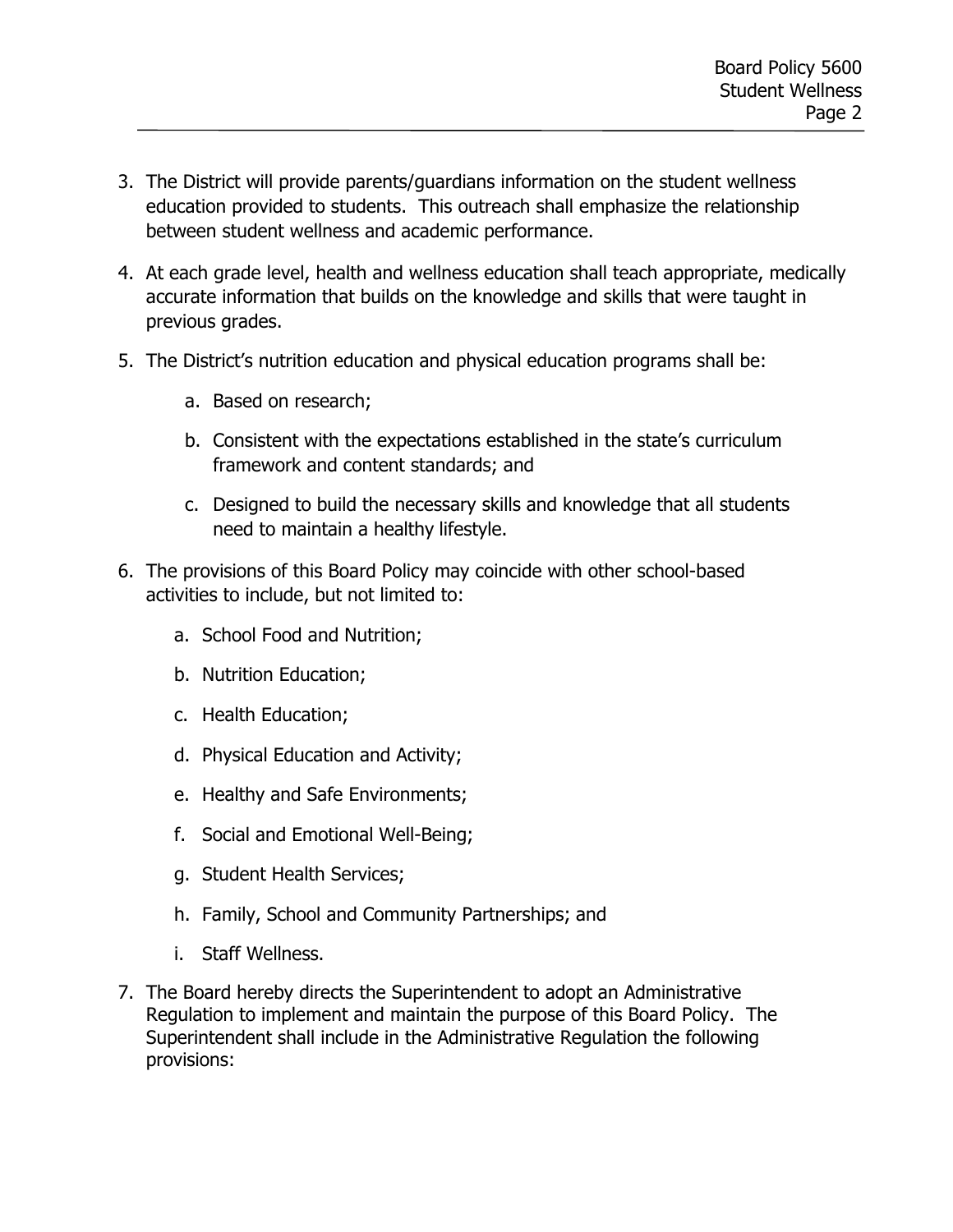3. The District will provide parents/guardians information on the student wellness education provided to students. This outreach shall emphasize the relationship between student wellness and academic performance.

4. At each grade level, health and wellness education shall teach appropriate, medically accurate information that builds on the knowledge and skills that were taught in previous grades.

5. The District's nutrition education and physical education programs shall be:

    a. Based on research;

    b. Consistent with the expectations established in the state's curriculum framework and content standards; and

    c. Designed to build the necessary skills and knowledge that all students need to maintain a healthy lifestyle.

6. The provisions of this Board Policy may coincide with other school-based activities to include, but not limited to:

    a. School Food and Nutrition;

    b. Nutrition Education;

    c. Health Education;

    d. Physical Education and Activity;

    e. Healthy and Safe Environments;

    f. Social and Emotional Well-Being;

    g. Student Health Services;

    h. Family, School and Community Partnerships; and

    i. Staff Wellness.

7. The Board hereby directs the Superintendent to adopt an Administrative Regulation to implement and maintain the purpose of this Board Policy. The Superintendent shall include in the Administrative Regulation the following provisions: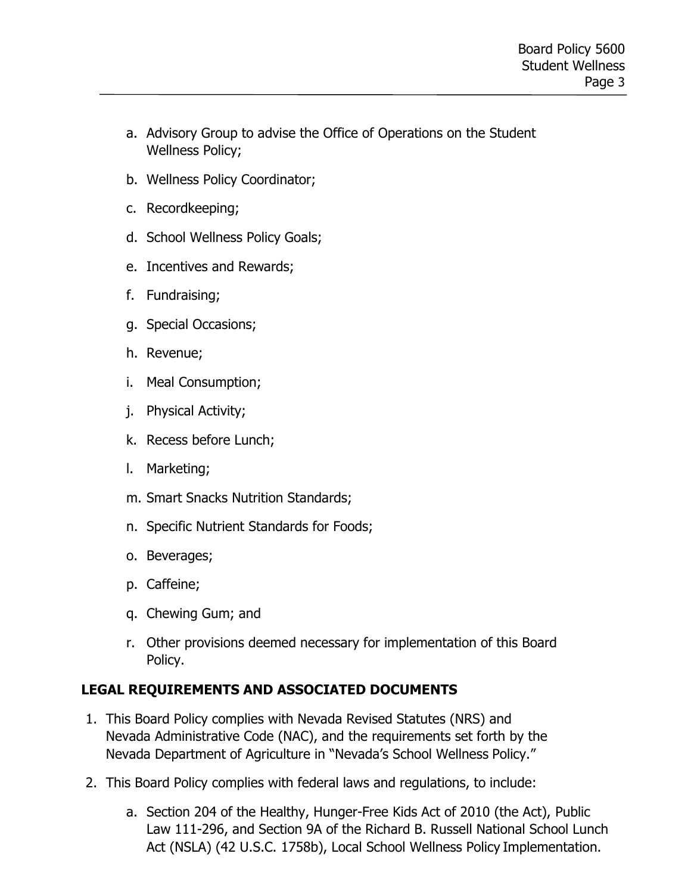a. Advisory Group to advise the Office of Operations on the Student Wellness Policy;
b. Wellness Policy Coordinator;
c. Recordkeeping;
d. School Wellness Policy Goals;
e. Incentives and Rewards;
f. Fundraising;
g. Special Occasions;
h. Revenue;
i. Meal Consumption;
j. Physical Activity;
k. Recess before Lunch;
l. Marketing;
m. Smart Snacks Nutrition Standards;
n. Specific Nutrient Standards for Foods;
o. Beverages;
p. Caffeine;
q. Chewing Gum; and
r. Other provisions deemed necessary for implementation of this Board Policy.

## LEGAL REQUIREMENTS AND ASSOCIATED DOCUMENTS

1. This Board Policy complies with Nevada Revised Statutes (NRS) and Nevada Administrative Code (NAC), and the requirements set forth by the Nevada Department of Agriculture in "Nevada's School Wellness Policy."
2. This Board Policy complies with federal laws and regulations, to include:
   a. Section 204 of the Healthy, Hunger-Free Kids Act of 2010 (the Act), Public Law 111-296, and Section 9A of the Richard B. Russell National School Lunch Act (NSLA) (42 U.S.C. 1758b), Local School Wellness Policy Implementation.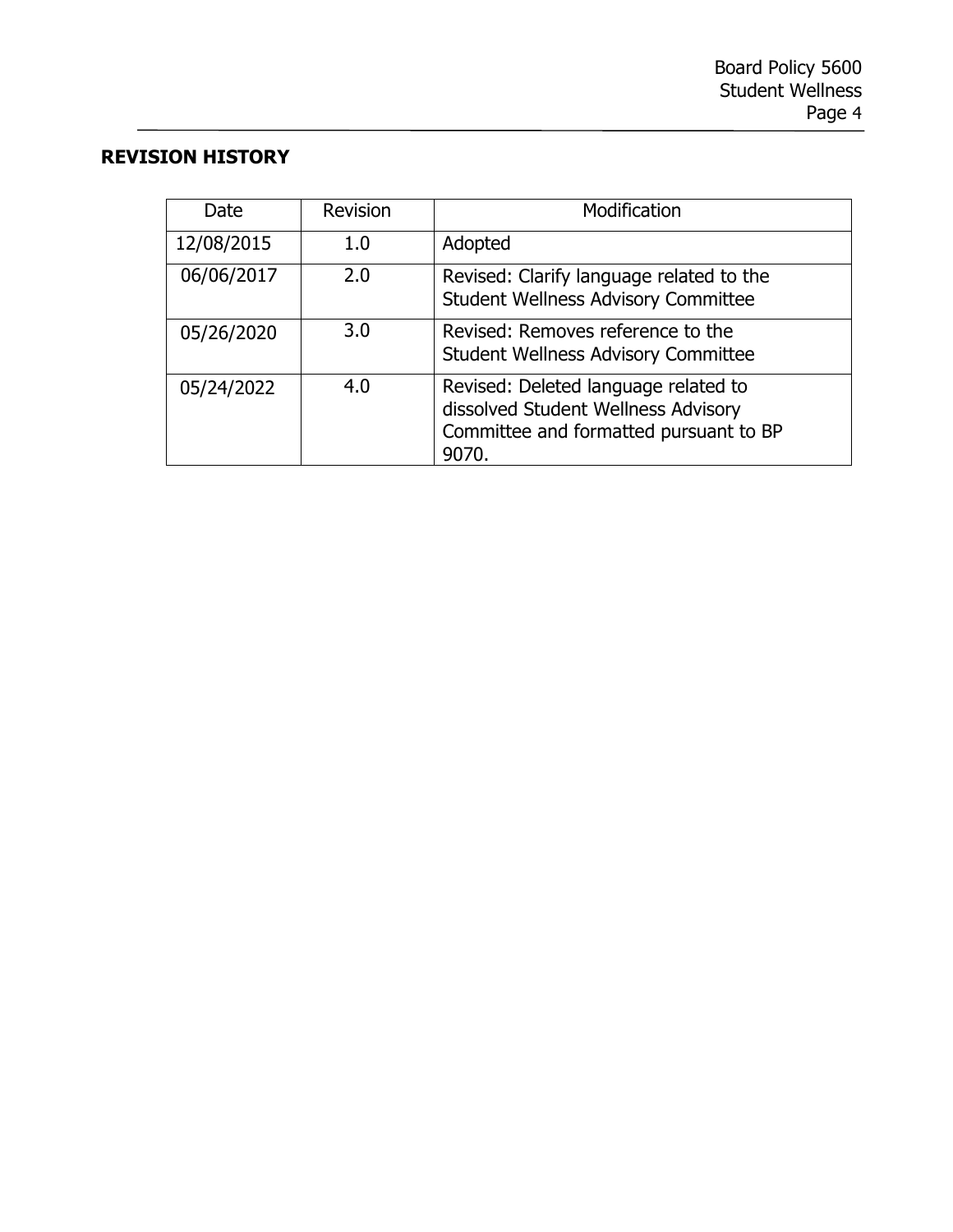## REVISION HISTORY

| Date | Revision | Modification |
|---|---|---|
| 12/08/2015 | 1.0 | Adopted |
| 06/06/2017 | 2.0 | Revised: Clarify language related to the Student Wellness Advisory Committee |
| 05/26/2020 | 3.0 | Revised: Removes reference to the Student Wellness Advisory Committee |
| 05/24/2022 | 4.0 | Revised: Deleted language related to dissolved Student Wellness Advisory Committee and formatted pursuant to BP 9070. |